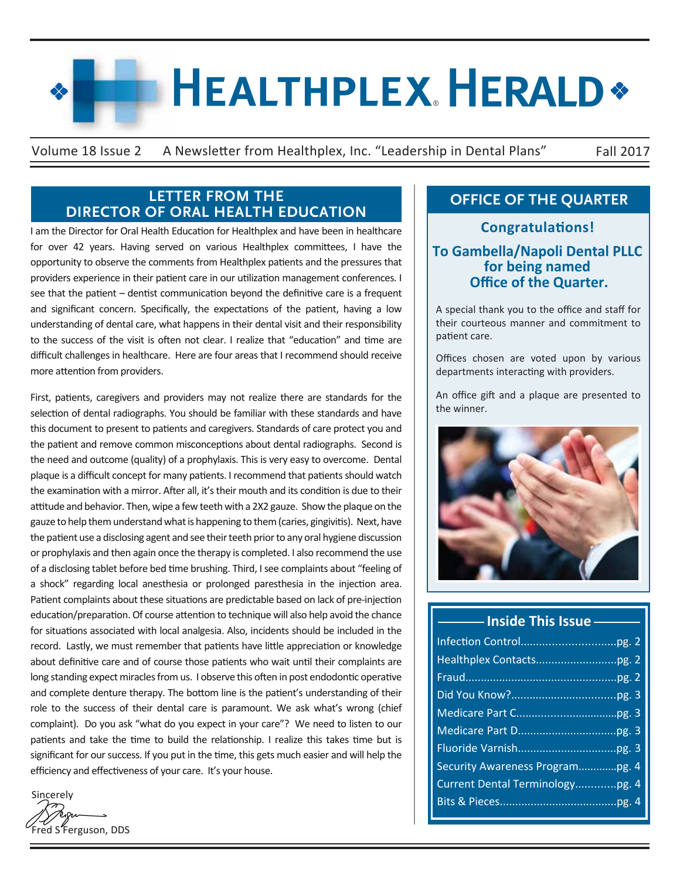# Healthplex® Herald

Volume 18 Issue 2 A Newsletter from Healthplex, Inc. "Leadership in Dental Plans" Fall 2017

## LETTER FROM THE DIRECTOR OF ORAL HEALTH EDUCATION

I am the Director for Oral Health Education for Healthplex and have been in healthcare for over 42 years. Having served on various Healthplex committees, I have the opportunity to observe the comments from Healthplex patients and the pressures that providers experience in their patient care in our utilization management conferences. I see that the patient – dentist communication beyond the definitive care is a frequent and significant concern. Specifically, the expectations of the patient, having a low understanding of dental care, what happens in their dental visit and their responsibility to the success of the visit is often not clear. I realize that "education" and time are difficult challenges in healthcare. Here are four areas that I recommend should receive more attention from providers.

First, patients, caregivers and providers may not realize there are standards for the selection of dental radiographs. You should be familiar with these standards and have this document to present to patients and caregivers. Standards of care protect you and the patient and remove common misconceptions about dental radiographs. Second is the need and outcome (quality) of a prophylaxis. This is very easy to overcome. Dental plaque is a difficult concept for many patients. I recommend that patients should watch the examination with a mirror. After all, it's their mouth and its condition is due to their attitude and behavior. Then, wipe a few teeth with a 2X2 gauze. Show the plaque on the gauze to help them understand what is happening to them (caries, gingivitis). Next, have the patient use a disclosing agent and see their teeth prior to any oral hygiene discussion or prophylaxis and then again once the therapy is completed. I also recommend the use of a disclosing tablet before bed time brushing. Third, I see complaints about "feeling of a shock" regarding local anesthesia or prolonged paresthesia in the injection area. Patient complaints about these situations are predictable based on lack of pre-injection education/preparation. Of course attention to technique will also help avoid the chance for situations associated with local analgesia. Also, incidents should be included in the record. Lastly, we must remember that patients have little appreciation or knowledge about definitive care and of course those patients who wait until their complaints are long standing expect miracles from us. I observe this often in post endodontic operative and complete denture therapy. The bottom line is the patient's understanding of their role to the success of their dental care is paramount. We ask what's wrong (chief complaint). Do you ask "what do you expect in your care"? We need to listen to our patients and take the time to build the relationship. I realize this takes time but is significant for our success. If you put in the time, this gets much easier and will help the efficiency and effectiveness of your care. It's your house.

Sincerely

Fred S Ferguson, DDS

## OFFICE OF THE QUARTER

**Congratulations!**

**To Gambella/Napoli Dental PLLC for being named Office of the Quarter.**

A special thank you to the office and staff for their courteous manner and commitment to patient care.

Offices chosen are voted upon by various departments interacting with providers.

An office gift and a plaque are presented to the winner.

## Inside This Issue

- Infection Control....pg. 2
- Healthplex Contacts....pg. 2
- Fraud....pg. 2
- Did You Know?....pg. 3
- Medicare Part C....pg. 3
- Medicare Part D....pg. 3
- Fluoride Varnish....pg. 3
- Security Awareness Program....pg. 4
- Current Dental Terminology....pg. 4
- Bits & Pieces....pg. 4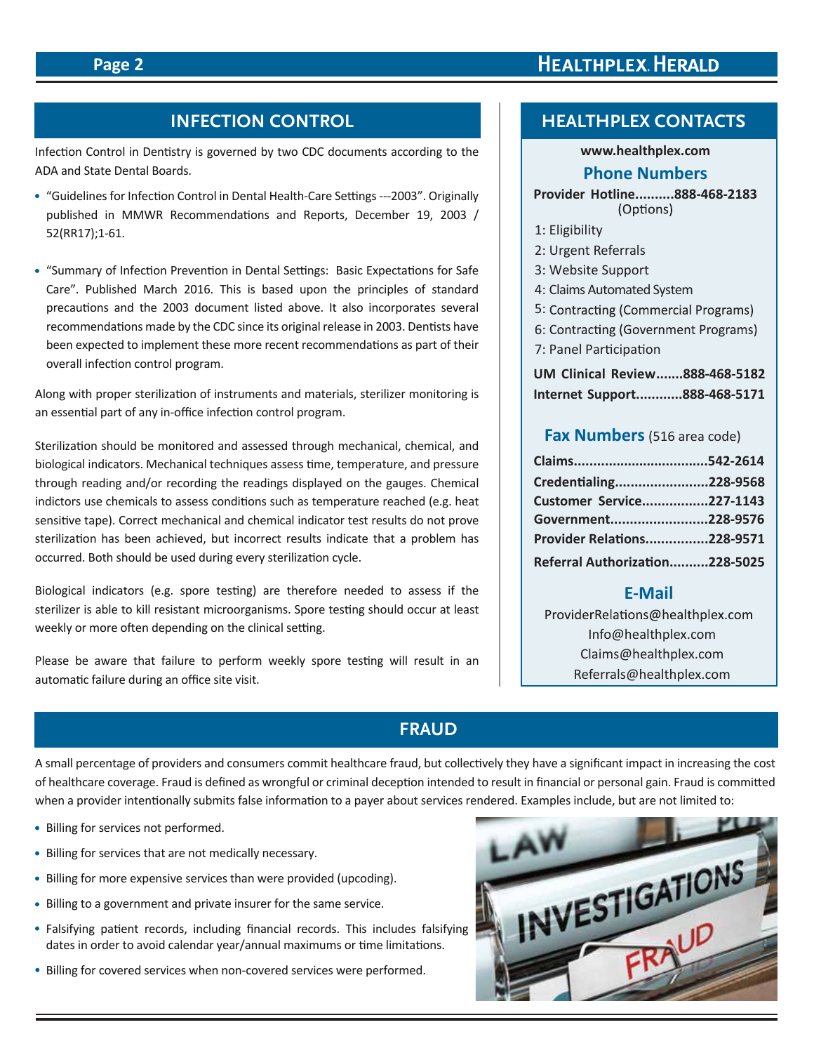## INFECTION CONTROL

Infection Control in Dentistry is governed by two CDC documents according to the ADA and State Dental Boards.

- "Guidelines for Infection Control in Dental Health-Care Settings ---2003". Originally published in MMWR Recommendations and Reports, December 19, 2003 / 52(RR17);1-61.
- "Summary of Infection Prevention in Dental Settings: Basic Expectations for Safe Care". Published March 2016. This is based upon the principles of standard precautions and the 2003 document listed above. It also incorporates several recommendations made by the CDC since its original release in 2003. Dentists have been expected to implement these more recent recommendations as part of their overall infection control program.

Along with proper sterilization of instruments and materials, sterilizer monitoring is an essential part of any in-office infection control program.

Sterilization should be monitored and assessed through mechanical, chemical, and biological indicators. Mechanical techniques assess time, temperature, and pressure through reading and/or recording the readings displayed on the gauges. Chemical indictors use chemicals to assess conditions such as temperature reached (e.g. heat sensitive tape). Correct mechanical and chemical indicator test results do not prove sterilization has been achieved, but incorrect results indicate that a problem has occurred. Both should be used during every sterilization cycle.

Biological indicators (e.g. spore testing) are therefore needed to assess if the sterilizer is able to kill resistant microorganisms. Spore testing should occur at least weekly or more often depending on the clinical setting.

Please be aware that failure to perform weekly spore testing will result in an automatic failure during an office site visit.

## HEALTHPLEX CONTACTS

**www.healthplex.com**

### Phone Numbers

**Provider Hotline..........888-468-2183**
(Options)

1: Eligibility
2: Urgent Referrals
3: Website Support
4: Claims Automated System
5: Contracting (Commercial Programs)
6: Contracting (Government Programs)
7: Panel Participation

**UM Clinical Review.......888-468-5182**
**Internet Support............888-468-5171**

### Fax Numbers (516 area code)

**Claims..................................542-2614**
**Credentialing........................228-9568**
**Customer Service.................227-1143**
**Government.........................228-9576**
**Provider Relations................228-9571**
**Referral Authorization..........228-5025**

### E-Mail

ProviderRelations@healthplex.com
Info@healthplex.com
Claims@healthplex.com
Referrals@healthplex.com

## FRAUD

A small percentage of providers and consumers commit healthcare fraud, but collectively they have a significant impact in increasing the cost of healthcare coverage. Fraud is defined as wrongful or criminal deception intended to result in financial or personal gain. Fraud is committed when a provider intentionally submits false information to a payer about services rendered. Examples include, but are not limited to:

- Billing for services not performed.
- Billing for services that are not medically necessary.
- Billing for more expensive services than were provided (upcoding).
- Billing to a government and private insurer for the same service.
- Falsifying patient records, including financial records. This includes falsifying dates in order to avoid calendar year/annual maximums or time limitations.
- Billing for covered services when non-covered services were performed.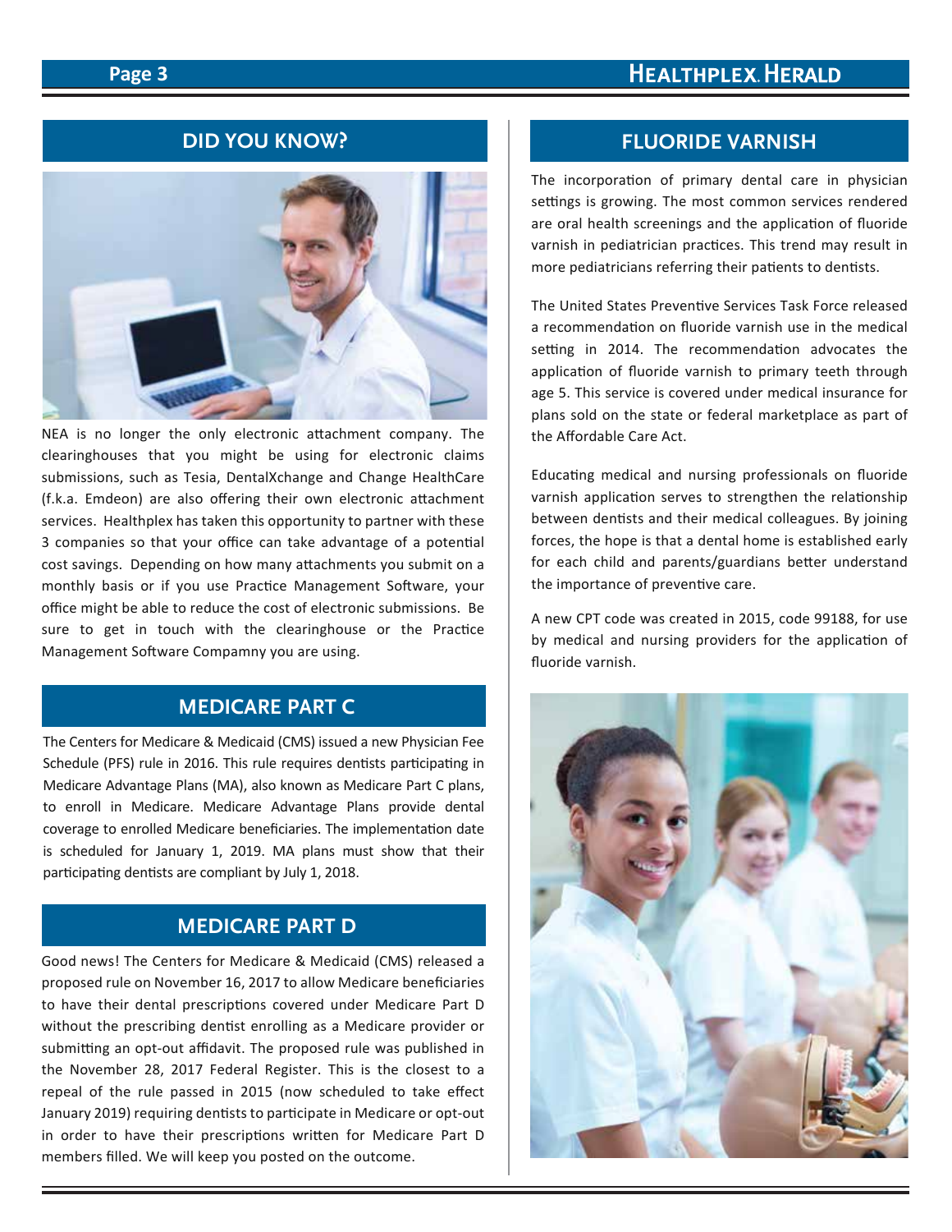## DID YOU KNOW?

NEA is no longer the only electronic attachment company. The clearinghouses that you might be using for electronic claims submissions, such as Tesia, DentalXchange and Change HealthCare (f.k.a. Emdeon) are also offering their own electronic attachment services. Healthplex has taken this opportunity to partner with these 3 companies so that your office can take advantage of a potential cost savings. Depending on how many attachments you submit on a monthly basis or if you use Practice Management Software, your office might be able to reduce the cost of electronic submissions. Be sure to get in touch with the clearinghouse or the Practice Management Software Compamny you are using.

## MEDICARE PART C

The Centers for Medicare & Medicaid (CMS) issued a new Physician Fee Schedule (PFS) rule in 2016. This rule requires dentists participating in Medicare Advantage Plans (MA), also known as Medicare Part C plans, to enroll in Medicare. Medicare Advantage Plans provide dental coverage to enrolled Medicare beneficiaries. The implementation date is scheduled for January 1, 2019. MA plans must show that their participating dentists are compliant by July 1, 2018.

## MEDICARE PART D

Good news! The Centers for Medicare & Medicaid (CMS) released a proposed rule on November 16, 2017 to allow Medicare beneficiaries to have their dental prescriptions covered under Medicare Part D without the prescribing dentist enrolling as a Medicare provider or submitting an opt-out affidavit. The proposed rule was published in the November 28, 2017 Federal Register. This is the closest to a repeal of the rule passed in 2015 (now scheduled to take effect January 2019) requiring dentists to participate in Medicare or opt-out in order to have their prescriptions written for Medicare Part D members filled. We will keep you posted on the outcome.

## FLUORIDE VARNISH

The incorporation of primary dental care in physician settings is growing. The most common services rendered are oral health screenings and the application of fluoride varnish in pediatrician practices. This trend may result in more pediatricians referring their patients to dentists.

The United States Preventive Services Task Force released a recommendation on fluoride varnish use in the medical setting in 2014. The recommendation advocates the application of fluoride varnish to primary teeth through age 5. This service is covered under medical insurance for plans sold on the state or federal marketplace as part of the Affordable Care Act.

Educating medical and nursing professionals on fluoride varnish application serves to strengthen the relationship between dentists and their medical colleagues. By joining forces, the hope is that a dental home is established early for each child and parents/guardians better understand the importance of preventive care.

A new CPT code was created in 2015, code 99188, for use by medical and nursing providers for the application of fluoride varnish.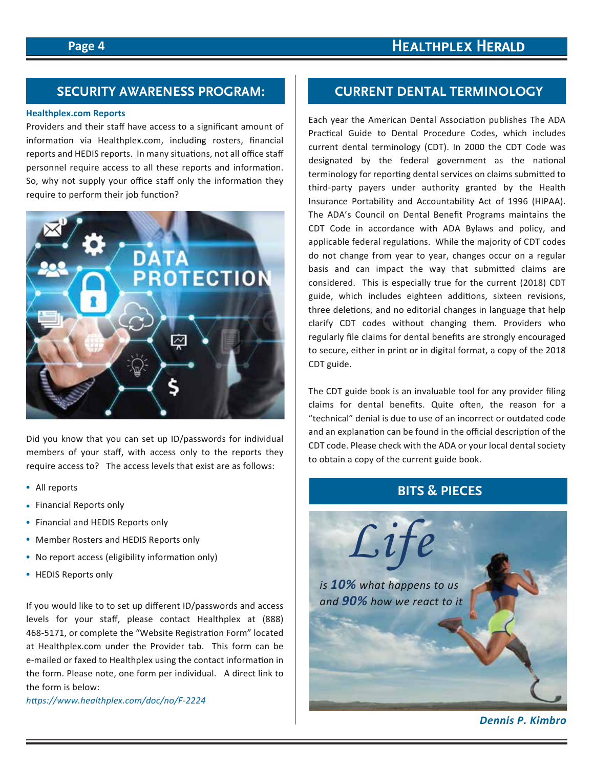## SECURITY AWARENESS PROGRAM:

**Healthplex.com Reports**

Providers and their staff have access to a significant amount of information via Healthplex.com, including rosters, financial reports and HEDIS reports. In many situations, not all office staff personnel require access to all these reports and information. So, why not supply your office staff only the information they require to perform their job function?

Did you know that you can set up ID/passwords for individual members of your staff, with access only to the reports they require access to? The access levels that exist are as follows:

- All reports
- Financial Reports only
- Financial and HEDIS Reports only
- Member Rosters and HEDIS Reports only
- No report access (eligibility information only)
- HEDIS Reports only

If you would like to to set up different ID/passwords and access levels for your staff, please contact Healthplex at (888) 468-5171, or complete the "Website Registration Form" located at Healthplex.com under the Provider tab. This form can be e-mailed or faxed to Healthplex using the contact information in the form. Please note, one form per individual. A direct link to the form is below:

*https://www.healthplex.com/doc/no/F-2224*

## CURRENT DENTAL TERMINOLOGY

Each year the American Dental Association publishes The ADA Practical Guide to Dental Procedure Codes, which includes current dental terminology (CDT). In 2000 the CDT Code was designated by the federal government as the national terminology for reporting dental services on claims submitted to third-party payers under authority granted by the Health Insurance Portability and Accountability Act of 1996 (HIPAA). The ADA's Council on Dental Benefit Programs maintains the CDT Code in accordance with ADA Bylaws and policy, and applicable federal regulations. While the majority of CDT codes do not change from year to year, changes occur on a regular basis and can impact the way that submitted claims are considered. This is especially true for the current (2018) CDT guide, which includes eighteen additions, sixteen revisions, three deletions, and no editorial changes in language that help clarify CDT codes without changing them. Providers who regularly file claims for dental benefits are strongly encouraged to secure, either in print or in digital format, a copy of the 2018 CDT guide.

The CDT guide book is an invaluable tool for any provider filing claims for dental benefits. Quite often, the reason for a "technical" denial is due to use of an incorrect or outdated code and an explanation can be found in the official description of the CDT code. Please check with the ADA or your local dental society to obtain a copy of the current guide book.

## BITS & PIECES

*Life*

*is **10%** what happens to us and **90%** how we react to it*

***Dennis P. Kimbro***